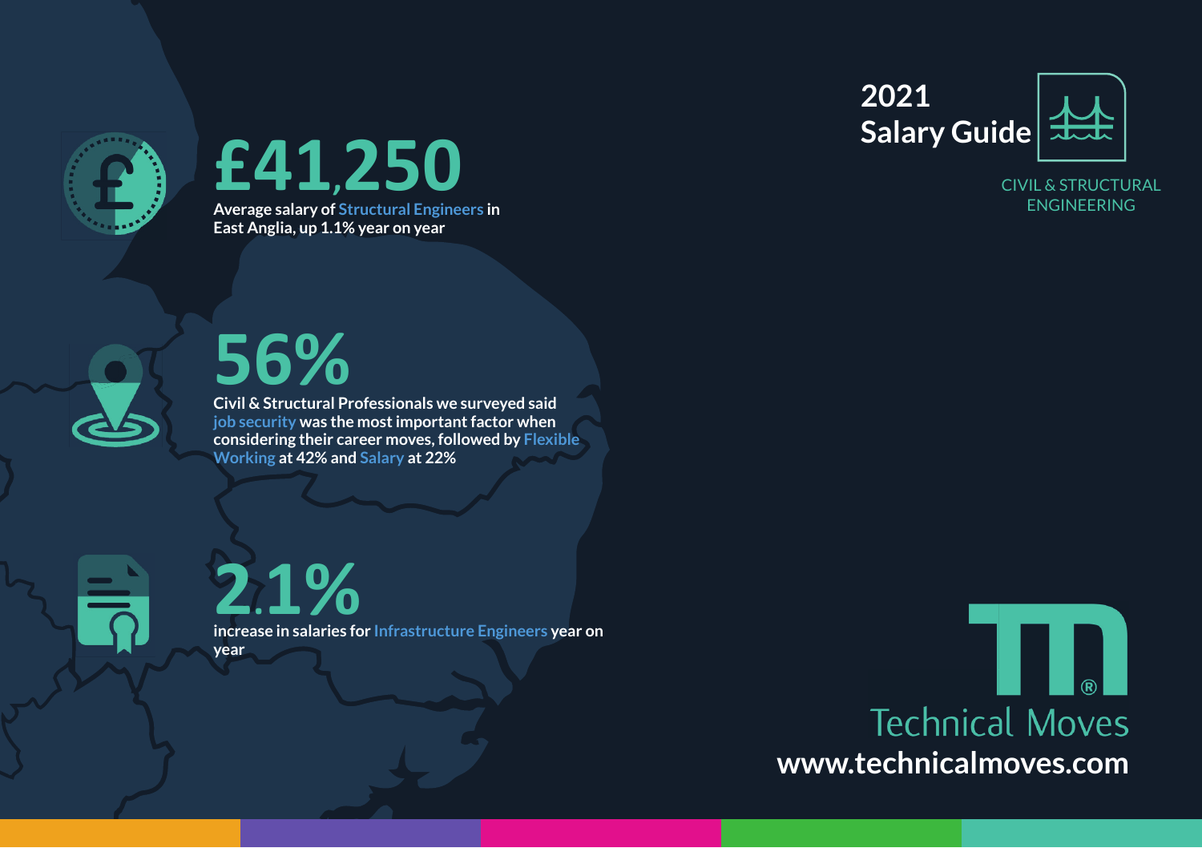# 2021 Salary Guide

CIVIL & STRUCTURAL ENGINEERING

## £41,250

Average salary of Structural Engineers in East Anglia, up 1.1% year on year

## 56%

Civil & Structural Professionals we surveyed said job security was the most important factor when considering their career moves, followed by Flexible Working at 42% and Salary at 22%

## 2.1%

increase in salaries for Infrastructure Engineers year on year

Technical Moves

www.technicalmoves.com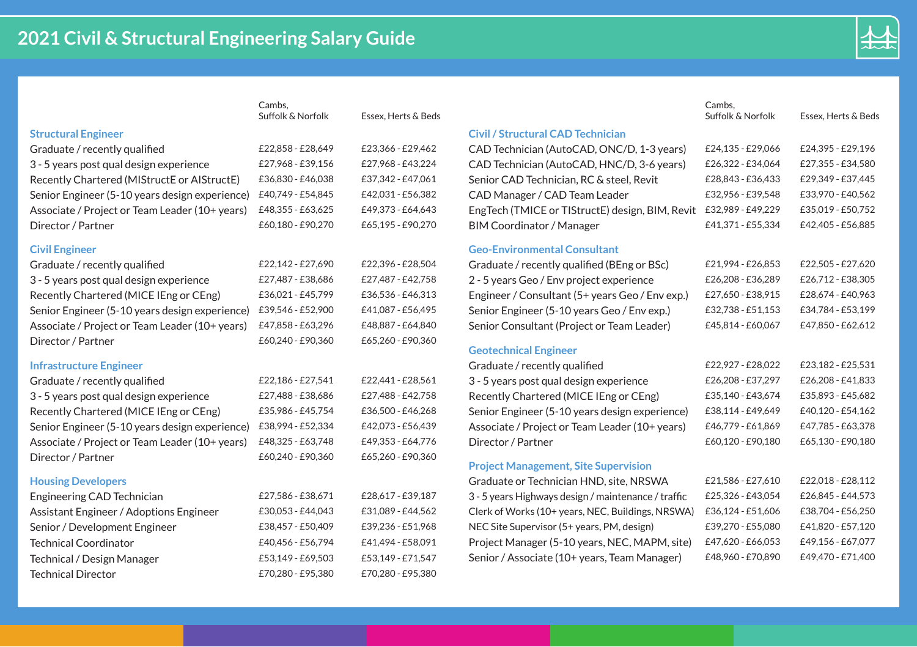# 2021 Civil & Structural Engineering Salary Guide

| | Cambs, Suffolk & Norfolk | Essex, Herts & Beds |
|---|---|---|
| **Structural Engineer** | | |
| Graduate / recently qualified | £22,858 - £28,649 | £23,366 - £29,462 |
| 3 - 5 years post qual design experience | £27,968 - £39,156 | £27,968 - £43,224 |
| Recently Chartered (MIStructE or AIStructE) | £36,830 - £46,038 | £37,342 - £47,061 |
| Senior Engineer (5-10 years design experience) | £40,749 - £54,845 | £42,031 - £56,382 |
| Associate / Project or Team Leader (10+ years) | £48,355 - £63,625 | £49,373 - £64,643 |
| Director / Partner | £60,180 - £90,270 | £65,195 - £90,270 |
| **Civil Engineer** | | |
| Graduate / recently qualified | £22,142 - £27,690 | £22,396 - £28,504 |
| 3 - 5 years post qual design experience | £27,487 - £38,686 | £27,487 - £42,758 |
| Recently Chartered (MICE IEng or CEng) | £36,021 - £45,799 | £36,536 - £46,313 |
| Senior Engineer (5-10 years design experience) | £39,546 - £52,900 | £41,087 - £56,495 |
| Associate / Project or Team Leader (10+ years) | £47,858 - £63,296 | £48,887 - £64,840 |
| Director / Partner | £60,240 - £90,360 | £65,260 - £90,360 |
| **Infrastructure Engineer** | | |
| Graduate / recently qualified | £22,186 - £27,541 | £22,441 - £28,561 |
| 3 - 5 years post qual design experience | £27,488 - £38,686 | £27,488 - £42,758 |
| Recently Chartered (MICE IEng or CEng) | £35,986 - £45,754 | £36,500 - £46,268 |
| Senior Engineer (5-10 years design experience) | £38,994 - £52,334 | £42,073 - £56,439 |
| Associate / Project or Team Leader (10+ years) | £48,325 - £63,748 | £49,353 - £64,776 |
| Director / Partner | £60,240 - £90,360 | £65,260 - £90,360 |
| **Housing Developers** | | |
| Engineering CAD Technician | £27,586 - £38,671 | £28,617 - £39,187 |
| Assistant Engineer / Adoptions Engineer | £30,053 - £44,043 | £31,089 - £44,562 |
| Senior / Development Engineer | £38,457 - £50,409 | £39,236 - £51,968 |
| Technical Coordinator | £40,456 - £56,794 | £41,494 - £58,091 |
| Technical / Design Manager | £53,149 - £69,503 | £53,149 - £71,547 |
| Technical Director | £70,280 - £95,380 | £70,280 - £95,380 |

| | Cambs, Suffolk & Norfolk | Essex, Herts & Beds |
|---|---|---|
| **Civil / Structural CAD Technician** | | |
| CAD Technician (AutoCAD, ONC/D, 1-3 years) | £24,135 - £29,066 | £24,395 - £29,196 |
| CAD Technician (AutoCAD, HNC/D, 3-6 years) | £26,322 - £34,064 | £27,355 - £34,580 |
| Senior CAD Technician, RC & steel, Revit | £28,843 - £36,433 | £29,349 - £37,445 |
| CAD Manager / CAD Team Leader | £32,956 - £39,548 | £33,970 - £40,562 |
| EngTech (TMICE or TIStructE) design, BIM, Revit | £32,989 - £49,229 | £35,019 - £50,752 |
| BIM Coordinator / Manager | £41,371 - £55,334 | £42,405 - £56,885 |
| **Geo-Environmental Consultant** | | |
| Graduate / recently qualified (BEng or BSc) | £21,994 - £26,853 | £22,505 - £27,620 |
| 2 - 5 years Geo / Env project experience | £26,208 - £36,289 | £26,712 - £38,305 |
| Engineer / Consultant (5+ years Geo / Env exp.) | £27,650 - £38,915 | £28,674 - £40,963 |
| Senior Engineer (5-10 years Geo / Env exp.) | £32,738 - £51,153 | £34,784 - £53,199 |
| Senior Consultant (Project or Team Leader) | £45,814 - £60,067 | £47,850 - £62,612 |
| **Geotechnical Engineer** | | |
| Graduate / recently qualified | £22,927 - £28,022 | £23,182 - £25,531 |
| 3 - 5 years post qual design experience | £26,208 - £37,297 | £26,208 - £41,833 |
| Recently Chartered (MICE IEng or CEng) | £35,140 - £43,674 | £35,893 - £45,682 |
| Senior Engineer (5-10 years design experience) | £38,114 - £49,649 | £40,120 - £54,162 |
| Associate / Project or Team Leader (10+ years) | £46,779 - £61,869 | £47,785 - £63,378 |
| Director / Partner | £60,120 - £90,180 | £65,130 - £90,180 |
| **Project Management, Site Supervision** | | |
| Graduate or Technician HND, site, NRSWA | £21,586 - £27,610 | £22,018 - £28,112 |
| 3 - 5 years Highways design / maintenance / traffic | £25,326 - £43,054 | £26,845 - £44,573 |
| Clerk of Works (10+ years, NEC, Buildings, NRSWA) | £36,124 - £51,606 | £38,704 - £56,250 |
| NEC Site Supervisor (5+ years, PM, design) | £39,270 - £55,080 | £41,820 - £57,120 |
| Project Manager (5-10 years, NEC, MAPM, site) | £47,620 - £66,053 | £49,156 - £67,077 |
| Senior / Associate (10+ years, Team Manager) | £48,960 - £70,890 | £49,470 - £71,400 |